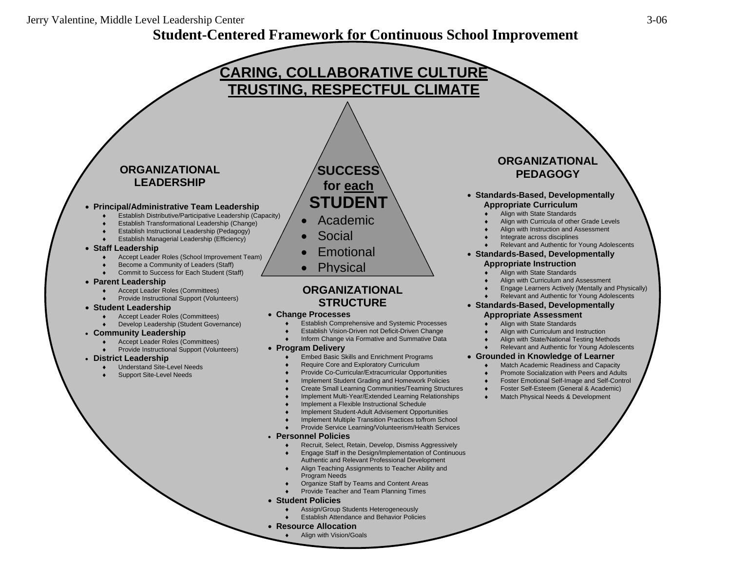# Student-Centered Framework for Continuous School Improvement

## CARING, COLLABORATIVE CULTURE
## TRUSTING, RESPECTFUL CLIMATE

### SUCCESS for each STUDENT

- Academic
- Social
- Emotional
- Physical

### ORGANIZATIONAL LEADERSHIP

- **Principal/Administrative Team Leadership**
  - Establish Distributive/Participative Leadership (Capacity)
  - Establish Transformational Leadership (Change)
  - Establish Instructional Leadership (Pedagogy)
  - Establish Managerial Leadership (Efficiency)
- **Staff Leadership**
  - Accept Leader Roles (School Improvement Team)
  - Become a Community of Leaders (Staff)
  - Commit to Success for Each Student (Staff)
- **Parent Leadership**
  - Accept Leader Roles (Committees)
  - Provide Instructional Support (Volunteers)
- **Student Leadership**
  - Accept Leader Roles (Committees)
  - Develop Leadership (Student Governance)
- **Community Leadership**
  - Accept Leader Roles (Committees)
  - Provide Instructional Support (Volunteers)
- **District Leadership**
  - Understand Site-Level Needs
  - Support Site-Level Needs

### ORGANIZATIONAL STRUCTURE

- **Change Processes**
  - Establish Comprehensive and Systemic Processes
  - Establish Vision-Driven not Deficit-Driven Change
  - Inform Change via Formative and Summative Data
- **Program Delivery**
  - Embed Basic Skills and Enrichment Programs
  - Require Core and Exploratory Curriculum
  - Provide Co-Curricular/Extracurricular Opportunities
  - Implement Student Grading and Homework Policies
  - Create Small Learning Communities/Teaming Structures
  - Implement Multi-Year/Extended Learning Relationships
  - Implement a Flexible Instructional Schedule
  - Implement Student-Adult Advisement Opportunities
  - Implement Multiple Transition Practices to/from School
  - Provide Service Learning/Volunteerism/Health Services
- **Personnel Policies**
  - Recruit, Select, Retain, Develop, Dismiss Aggressively
  - Engage Staff in the Design/Implementation of Continuous Authentic and Relevant Professional Development
  - Align Teaching Assignments to Teacher Ability and Program Needs
  - Organize Staff by Teams and Content Areas
  - Provide Teacher and Team Planning Times
- **Student Policies**
  - Assign/Group Students Heterogeneously
  - Establish Attendance and Behavior Policies
- **Resource Allocation**
  - Align with Vision/Goals

### ORGANIZATIONAL PEDAGOGY

- **Standards-Based, Developmentally Appropriate Curriculum**
  - Align with State Standards
  - Align with Curricula of other Grade Levels
  - Align with Instruction and Assessment
  - Integrate across disciplines
  - Relevant and Authentic for Young Adolescents
- **Standards-Based, Developmentally Appropriate Instruction**
  - Align with State Standards
  - Align with Curriculum and Assessment
  - Engage Learners Actively (Mentally and Physically)
  - Relevant and Authentic for Young Adolescents
- **Standards-Based, Developmentally Appropriate Assessment**
  - Align with State Standards
  - Align with Curriculum and Instruction
  - Align with State/National Testing Methods
  - Relevant and Authentic for Young Adolescents
- **Grounded in Knowledge of Learner**
  - Match Academic Readiness and Capacity
  - Promote Socialization with Peers and Adults
  - Foster Emotional Self-Image and Self-Control
  - Foster Self-Esteem (General & Academic)
  - Match Physical Needs & Development